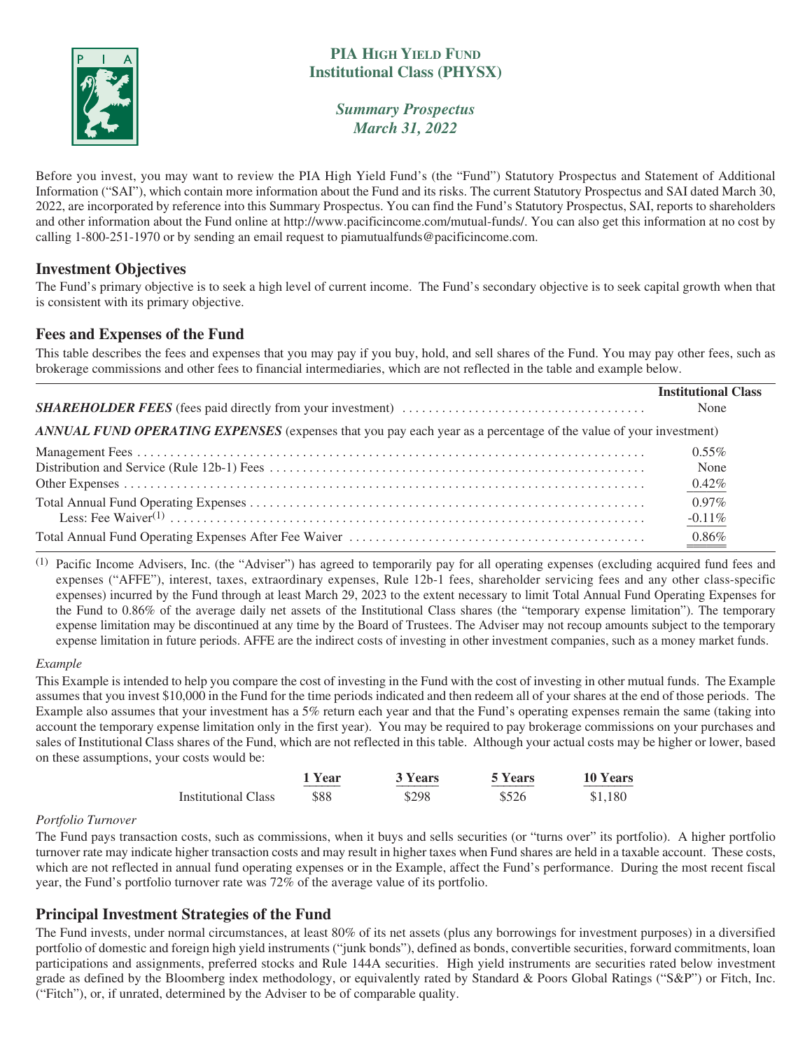# PIA High Yield Fund
## Institutional Class (PHYSX)

*Summary Prospectus*
*March 31, 2022*

Before you invest, you may want to review the PIA High Yield Fund's (the "Fund") Statutory Prospectus and Statement of Additional Information ("SAI"), which contain more information about the Fund and its risks. The current Statutory Prospectus and SAI dated March 30, 2022, are incorporated by reference into this Summary Prospectus. You can find the Fund's Statutory Prospectus, SAI, reports to shareholders and other information about the Fund online at http://www.pacificincome.com/mutual-funds/. You can also get this information at no cost by calling 1-800-251-1970 or by sending an email request to piamutualfunds@pacificincome.com.

## Investment Objectives

The Fund's primary objective is to seek a high level of current income. The Fund's secondary objective is to seek capital growth when that is consistent with its primary objective.

## Fees and Expenses of the Fund

This table describes the fees and expenses that you may pay if you buy, hold, and sell shares of the Fund. You may pay other fees, such as brokerage commissions and other fees to financial intermediaries, which are not reflected in the table and example below.

| | Institutional Class |
|---|---|
| ***SHAREHOLDER FEES*** (fees paid directly from your investment) | None |
| ***ANNUAL FUND OPERATING EXPENSES*** (expenses that you pay each year as a percentage of the value of your investment) | |
| Management Fees | 0.55% |
| Distribution and Service (Rule 12b-1) Fees | None |
| Other Expenses | 0.42% |
| Total Annual Fund Operating Expenses | 0.97% |
| Less: Fee Waiver[(1)] | -0.11% |
| Total Annual Fund Operating Expenses After Fee Waiver | 0.86% |

[(1)] Pacific Income Advisers, Inc. (the "Adviser") has agreed to temporarily pay for all operating expenses (excluding acquired fund fees and expenses ("AFFE"), interest, taxes, extraordinary expenses, Rule 12b-1 fees, shareholder servicing fees and any other class-specific expenses) incurred by the Fund through at least March 29, 2023 to the extent necessary to limit Total Annual Fund Operating Expenses for the Fund to 0.86% of the average daily net assets of the Institutional Class shares (the "temporary expense limitation"). The temporary expense limitation may be discontinued at any time by the Board of Trustees. The Adviser may not recoup amounts subject to the temporary expense limitation in future periods. AFFE are the indirect costs of investing in other investment companies, such as a money market funds.

*Example*

This Example is intended to help you compare the cost of investing in the Fund with the cost of investing in other mutual funds. The Example assumes that you invest $10,000 in the Fund for the time periods indicated and then redeem all of your shares at the end of those periods. The Example also assumes that your investment has a 5% return each year and that the Fund's operating expenses remain the same (taking into account the temporary expense limitation only in the first year). You may be required to pay brokerage commissions on your purchases and sales of Institutional Class shares of the Fund, which are not reflected in this table. Although your actual costs may be higher or lower, based on these assumptions, your costs would be:

| | 1 Year | 3 Years | 5 Years | 10 Years |
|---|---|---|---|---|
| Institutional Class | $88 | $298 | $526 | $1,180 |

*Portfolio Turnover*

The Fund pays transaction costs, such as commissions, when it buys and sells securities (or "turns over" its portfolio). A higher portfolio turnover rate may indicate higher transaction costs and may result in higher taxes when Fund shares are held in a taxable account. These costs, which are not reflected in annual fund operating expenses or in the Example, affect the Fund's performance. During the most recent fiscal year, the Fund's portfolio turnover rate was 72% of the average value of its portfolio.

## Principal Investment Strategies of the Fund

The Fund invests, under normal circumstances, at least 80% of its net assets (plus any borrowings for investment purposes) in a diversified portfolio of domestic and foreign high yield instruments ("junk bonds"), defined as bonds, convertible securities, forward commitments, loan participations and assignments, preferred stocks and Rule 144A securities. High yield instruments are securities rated below investment grade as defined by the Bloomberg index methodology, or equivalently rated by Standard & Poors Global Ratings ("S&P") or Fitch, Inc. ("Fitch"), or, if unrated, determined by the Adviser to be of comparable quality.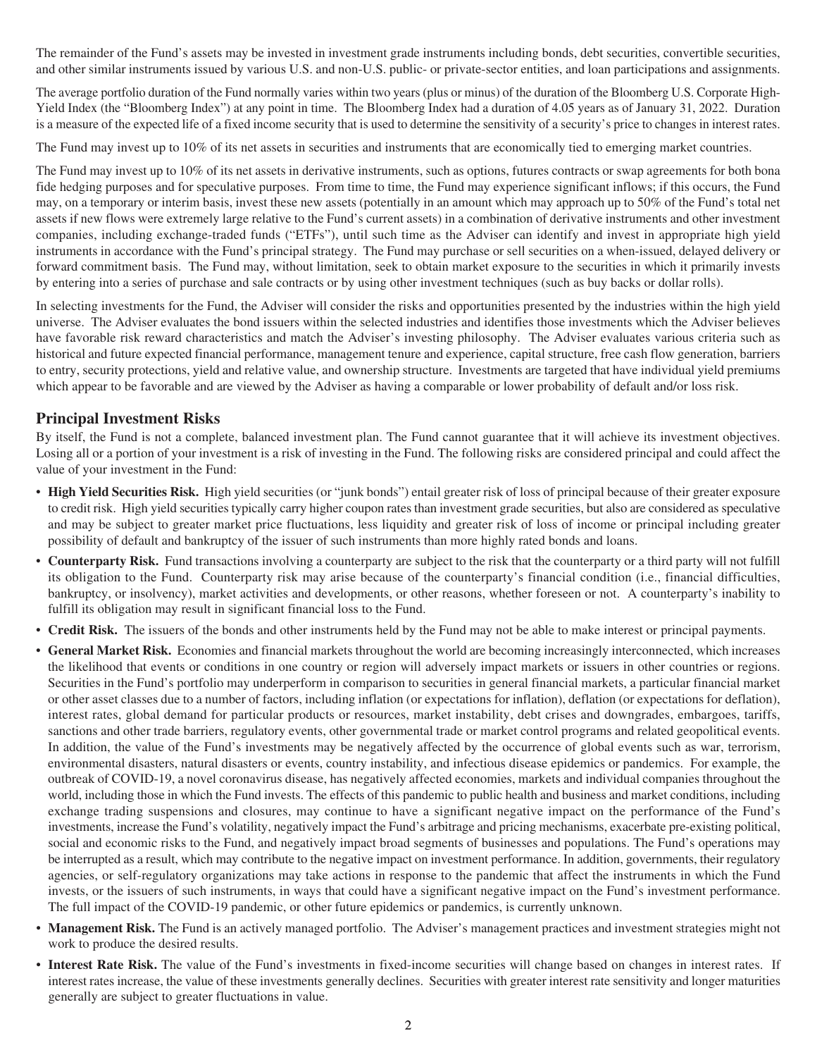The remainder of the Fund's assets may be invested in investment grade instruments including bonds, debt securities, convertible securities, and other similar instruments issued by various U.S. and non-U.S. public- or private-sector entities, and loan participations and assignments.

The average portfolio duration of the Fund normally varies within two years (plus or minus) of the duration of the Bloomberg U.S. Corporate High-Yield Index (the "Bloomberg Index") at any point in time. The Bloomberg Index had a duration of 4.05 years as of January 31, 2022. Duration is a measure of the expected life of a fixed income security that is used to determine the sensitivity of a security's price to changes in interest rates.

The Fund may invest up to 10% of its net assets in securities and instruments that are economically tied to emerging market countries.

The Fund may invest up to 10% of its net assets in derivative instruments, such as options, futures contracts or swap agreements for both bona fide hedging purposes and for speculative purposes. From time to time, the Fund may experience significant inflows; if this occurs, the Fund may, on a temporary or interim basis, invest these new assets (potentially in an amount which may approach up to 50% of the Fund's total net assets if new flows were extremely large relative to the Fund's current assets) in a combination of derivative instruments and other investment companies, including exchange-traded funds ("ETFs"), until such time as the Adviser can identify and invest in appropriate high yield instruments in accordance with the Fund's principal strategy. The Fund may purchase or sell securities on a when-issued, delayed delivery or forward commitment basis. The Fund may, without limitation, seek to obtain market exposure to the securities in which it primarily invests by entering into a series of purchase and sale contracts or by using other investment techniques (such as buy backs or dollar rolls).

In selecting investments for the Fund, the Adviser will consider the risks and opportunities presented by the industries within the high yield universe. The Adviser evaluates the bond issuers within the selected industries and identifies those investments which the Adviser believes have favorable risk reward characteristics and match the Adviser's investing philosophy. The Adviser evaluates various criteria such as historical and future expected financial performance, management tenure and experience, capital structure, free cash flow generation, barriers to entry, security protections, yield and relative value, and ownership structure. Investments are targeted that have individual yield premiums which appear to be favorable and are viewed by the Adviser as having a comparable or lower probability of default and/or loss risk.

## Principal Investment Risks

By itself, the Fund is not a complete, balanced investment plan. The Fund cannot guarantee that it will achieve its investment objectives. Losing all or a portion of your investment is a risk of investing in the Fund. The following risks are considered principal and could affect the value of your investment in the Fund:

- **High Yield Securities Risk.** High yield securities (or "junk bonds") entail greater risk of loss of principal because of their greater exposure to credit risk. High yield securities typically carry higher coupon rates than investment grade securities, but also are considered as speculative and may be subject to greater market price fluctuations, less liquidity and greater risk of loss of income or principal including greater possibility of default and bankruptcy of the issuer of such instruments than more highly rated bonds and loans.
- **Counterparty Risk.** Fund transactions involving a counterparty are subject to the risk that the counterparty or a third party will not fulfill its obligation to the Fund. Counterparty risk may arise because of the counterparty's financial condition (i.e., financial difficulties, bankruptcy, or insolvency), market activities and developments, or other reasons, whether foreseen or not. A counterparty's inability to fulfill its obligation may result in significant financial loss to the Fund.
- **Credit Risk.** The issuers of the bonds and other instruments held by the Fund may not be able to make interest or principal payments.
- **General Market Risk.** Economies and financial markets throughout the world are becoming increasingly interconnected, which increases the likelihood that events or conditions in one country or region will adversely impact markets or issuers in other countries or regions. Securities in the Fund's portfolio may underperform in comparison to securities in general financial markets, a particular financial market or other asset classes due to a number of factors, including inflation (or expectations for inflation), deflation (or expectations for deflation), interest rates, global demand for particular products or resources, market instability, debt crises and downgrades, embargoes, tariffs, sanctions and other trade barriers, regulatory events, other governmental trade or market control programs and related geopolitical events. In addition, the value of the Fund's investments may be negatively affected by the occurrence of global events such as war, terrorism, environmental disasters, natural disasters or events, country instability, and infectious disease epidemics or pandemics. For example, the outbreak of COVID-19, a novel coronavirus disease, has negatively affected economies, markets and individual companies throughout the world, including those in which the Fund invests. The effects of this pandemic to public health and business and market conditions, including exchange trading suspensions and closures, may continue to have a significant negative impact on the performance of the Fund's investments, increase the Fund's volatility, negatively impact the Fund's arbitrage and pricing mechanisms, exacerbate pre-existing political, social and economic risks to the Fund, and negatively impact broad segments of businesses and populations. The Fund's operations may be interrupted as a result, which may contribute to the negative impact on investment performance. In addition, governments, their regulatory agencies, or self-regulatory organizations may take actions in response to the pandemic that affect the instruments in which the Fund invests, or the issuers of such instruments, in ways that could have a significant negative impact on the Fund's investment performance. The full impact of the COVID-19 pandemic, or other future epidemics or pandemics, is currently unknown.
- **Management Risk.** The Fund is an actively managed portfolio. The Adviser's management practices and investment strategies might not work to produce the desired results.
- **Interest Rate Risk.** The value of the Fund's investments in fixed-income securities will change based on changes in interest rates. If interest rates increase, the value of these investments generally declines. Securities with greater interest rate sensitivity and longer maturities generally are subject to greater fluctuations in value.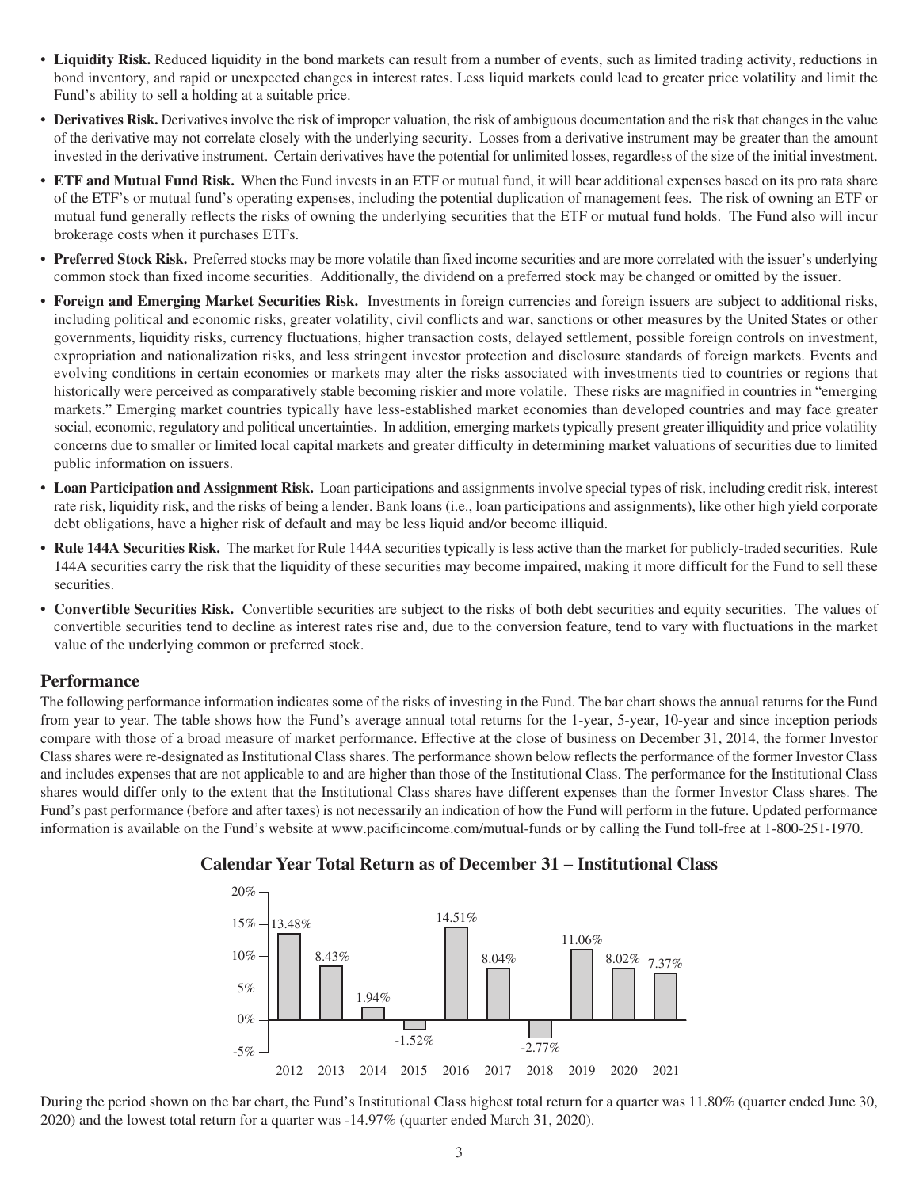- **Liquidity Risk.** Reduced liquidity in the bond markets can result from a number of events, such as limited trading activity, reductions in bond inventory, and rapid or unexpected changes in interest rates. Less liquid markets could lead to greater price volatility and limit the Fund's ability to sell a holding at a suitable price.
- **Derivatives Risk.** Derivatives involve the risk of improper valuation, the risk of ambiguous documentation and the risk that changes in the value of the derivative may not correlate closely with the underlying security. Losses from a derivative instrument may be greater than the amount invested in the derivative instrument. Certain derivatives have the potential for unlimited losses, regardless of the size of the initial investment.
- **ETF and Mutual Fund Risk.** When the Fund invests in an ETF or mutual fund, it will bear additional expenses based on its pro rata share of the ETF's or mutual fund's operating expenses, including the potential duplication of management fees. The risk of owning an ETF or mutual fund generally reflects the risks of owning the underlying securities that the ETF or mutual fund holds. The Fund also will incur brokerage costs when it purchases ETFs.
- **Preferred Stock Risk.** Preferred stocks may be more volatile than fixed income securities and are more correlated with the issuer's underlying common stock than fixed income securities. Additionally, the dividend on a preferred stock may be changed or omitted by the issuer.
- **Foreign and Emerging Market Securities Risk.** Investments in foreign currencies and foreign issuers are subject to additional risks, including political and economic risks, greater volatility, civil conflicts and war, sanctions or other measures by the United States or other governments, liquidity risks, currency fluctuations, higher transaction costs, delayed settlement, possible foreign controls on investment, expropriation and nationalization risks, and less stringent investor protection and disclosure standards of foreign markets. Events and evolving conditions in certain economies or markets may alter the risks associated with investments tied to countries or regions that historically were perceived as comparatively stable becoming riskier and more volatile. These risks are magnified in countries in "emerging markets." Emerging market countries typically have less-established market economies than developed countries and may face greater social, economic, regulatory and political uncertainties. In addition, emerging markets typically present greater illiquidity and price volatility concerns due to smaller or limited local capital markets and greater difficulty in determining market valuations of securities due to limited public information on issuers.
- **Loan Participation and Assignment Risk.** Loan participations and assignments involve special types of risk, including credit risk, interest rate risk, liquidity risk, and the risks of being a lender. Bank loans (i.e., loan participations and assignments), like other high yield corporate debt obligations, have a higher risk of default and may be less liquid and/or become illiquid.
- **Rule 144A Securities Risk.** The market for Rule 144A securities typically is less active than the market for publicly-traded securities. Rule 144A securities carry the risk that the liquidity of these securities may become impaired, making it more difficult for the Fund to sell these securities.
- **Convertible Securities Risk.** Convertible securities are subject to the risks of both debt securities and equity securities. The values of convertible securities tend to decline as interest rates rise and, due to the conversion feature, tend to vary with fluctuations in the market value of the underlying common or preferred stock.

## Performance

The following performance information indicates some of the risks of investing in the Fund. The bar chart shows the annual returns for the Fund from year to year. The table shows how the Fund's average annual total returns for the 1-year, 5-year, 10-year and since inception periods compare with those of a broad measure of market performance. Effective at the close of business on December 31, 2014, the former Investor Class shares were re-designated as Institutional Class shares. The performance shown below reflects the performance of the former Investor Class and includes expenses that are not applicable to and are higher than those of the Institutional Class. The performance for the Institutional Class shares would differ only to the extent that the Institutional Class shares have different expenses than the former Investor Class shares. The Fund's past performance (before and after taxes) is not necessarily an indication of how the Fund will perform in the future. Updated performance information is available on the Fund's website at www.pacificincome.com/mutual-funds or by calling the Fund toll-free at 1-800-251-1970.

### Calendar Year Total Return as of December 31 – Institutional Class

| Year | Total Return |
|---|---|
| 2012 | 13.48% |
| 2013 | 8.43% |
| 2014 | 1.94% |
| 2015 | -1.52% |
| 2016 | 14.51% |
| 2017 | 8.04% |
| 2018 | -2.77% |
| 2019 | 11.06% |
| 2020 | 8.02% |
| 2021 | 7.37% |

During the period shown on the bar chart, the Fund's Institutional Class highest total return for a quarter was 11.80% (quarter ended June 30, 2020) and the lowest total return for a quarter was -14.97% (quarter ended March 31, 2020).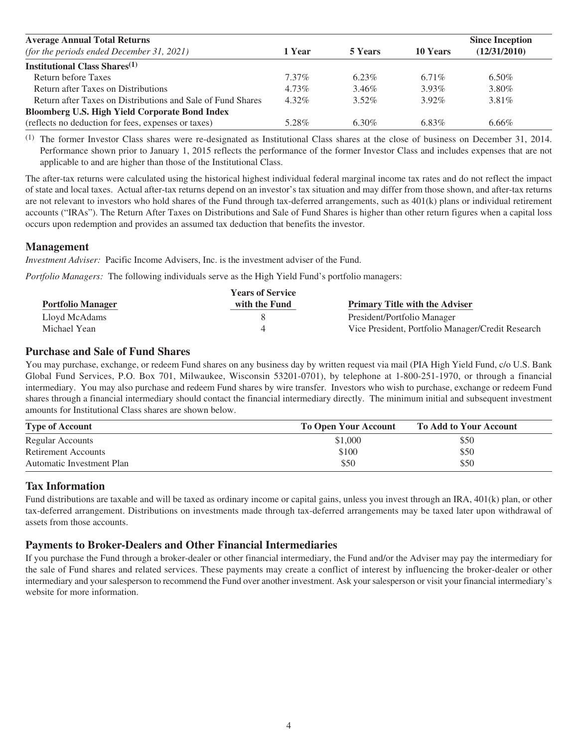| **Average Annual Total Returns** *(for the periods ended December 31, 2021)* | **1 Year** | **5 Years** | **10 Years** | **Since Inception (12/31/2010)** |
|---|---|---|---|---|
| **Institutional Class Shares**[(1)] | | | | |
| Return before Taxes | 7.37% | 6.23% | 6.71% | 6.50% |
| Return after Taxes on Distributions | 4.73% | 3.46% | 3.93% | 3.80% |
| Return after Taxes on Distributions and Sale of Fund Shares | 4.32% | 3.52% | 3.92% | 3.81% |
| **Bloomberg U.S. High Yield Corporate Bond Index** (reflects no deduction for fees, expenses or taxes) | 5.28% | 6.30% | 6.83% | 6.66% |

(1) The former Investor Class shares were re-designated as Institutional Class shares at the close of business on December 31, 2014. Performance shown prior to January 1, 2015 reflects the performance of the former Investor Class and includes expenses that are not applicable to and are higher than those of the Institutional Class.

The after-tax returns were calculated using the historical highest individual federal marginal income tax rates and do not reflect the impact of state and local taxes. Actual after-tax returns depend on an investor's tax situation and may differ from those shown, and after-tax returns are not relevant to investors who hold shares of the Fund through tax-deferred arrangements, such as 401(k) plans or individual retirement accounts ("IRAs"). The Return After Taxes on Distributions and Sale of Fund Shares is higher than other return figures when a capital loss occurs upon redemption and provides an assumed tax deduction that benefits the investor.

## Management

*Investment Adviser:* Pacific Income Advisers, Inc. is the investment adviser of the Fund.

*Portfolio Managers:* The following individuals serve as the High Yield Fund's portfolio managers:

| Portfolio Manager | Years of Service with the Fund | Primary Title with the Adviser |
|---|---|---|
| Lloyd McAdams | 8 | President/Portfolio Manager |
| Michael Yean | 4 | Vice President, Portfolio Manager/Credit Research |

## Purchase and Sale of Fund Shares

You may purchase, exchange, or redeem Fund shares on any business day by written request via mail (PIA High Yield Fund, c/o U.S. Bank Global Fund Services, P.O. Box 701, Milwaukee, Wisconsin 53201-0701), by telephone at 1-800-251-1970, or through a financial intermediary. You may also purchase and redeem Fund shares by wire transfer. Investors who wish to purchase, exchange or redeem Fund shares through a financial intermediary should contact the financial intermediary directly. The minimum initial and subsequent investment amounts for Institutional Class shares are shown below.

| Type of Account | To Open Your Account | To Add to Your Account |
|---|---|---|
| Regular Accounts | $1,000 | $50 |
| Retirement Accounts | $100 | $50 |
| Automatic Investment Plan | $50 | $50 |

## Tax Information

Fund distributions are taxable and will be taxed as ordinary income or capital gains, unless you invest through an IRA, 401(k) plan, or other tax-deferred arrangement. Distributions on investments made through tax-deferred arrangements may be taxed later upon withdrawal of assets from those accounts.

## Payments to Broker-Dealers and Other Financial Intermediaries

If you purchase the Fund through a broker-dealer or other financial intermediary, the Fund and/or the Adviser may pay the intermediary for the sale of Fund shares and related services. These payments may create a conflict of interest by influencing the broker-dealer or other intermediary and your salesperson to recommend the Fund over another investment. Ask your salesperson or visit your financial intermediary's website for more information.